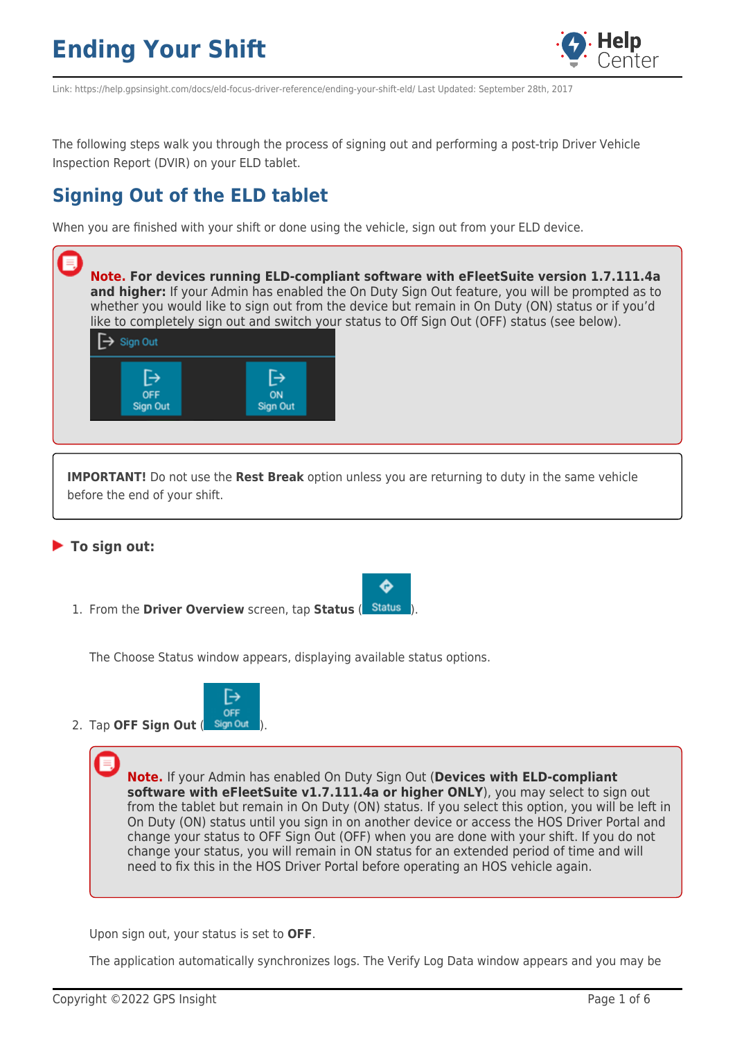# Ending Your Shift

Link: https://help.gpsinsight.com/docs/eld-focus-driver-reference/ending-your-shift-eld/ Last Updated: September 28th, 2017

The following steps walk you through the process of signing out and performing a post-trip Driver Vehicle Inspection Report (DVIR) on your ELD tablet.

## Signing Out of the ELD tablet

When you are finished with your shift or done using the vehicle, sign out from your ELD device.

> **Note. For devices running ELD-compliant software with eFleetSuite version 1.7.111.4a and higher:** If your Admin has enabled the On Duty Sign Out feature, you will be prompted as to whether you would like to sign out from the device but remain in On Duty (ON) status or if you'd like to completely sign out and switch your status to Off Sign Out (OFF) status (see below).

> **IMPORTANT!** Do not use the **Rest Break** option unless you are returning to duty in the same vehicle before the end of your shift.

### To sign out:

1. From the **Driver Overview** screen, tap **Status** (Status).

   The Choose Status window appears, displaying available status options.

2. Tap **OFF Sign Out** (OFF Sign Out).

   > **Note.** If your Admin has enabled On Duty Sign Out (**Devices with ELD-compliant software with eFleetSuite v1.7.111.4a or higher ONLY**), you may select to sign out from the tablet but remain in On Duty (ON) status. If you select this option, you will be left in On Duty (ON) status until you sign in on another device or access the HOS Driver Portal and change your status to OFF Sign Out (OFF) when you are done with your shift. If you do not change your status, you will remain in ON status for an extended period of time and will need to fix this in the HOS Driver Portal before operating an HOS vehicle again.

   Upon sign out, your status is set to **OFF**.

   The application automatically synchronizes logs. The Verify Log Data window appears and you may be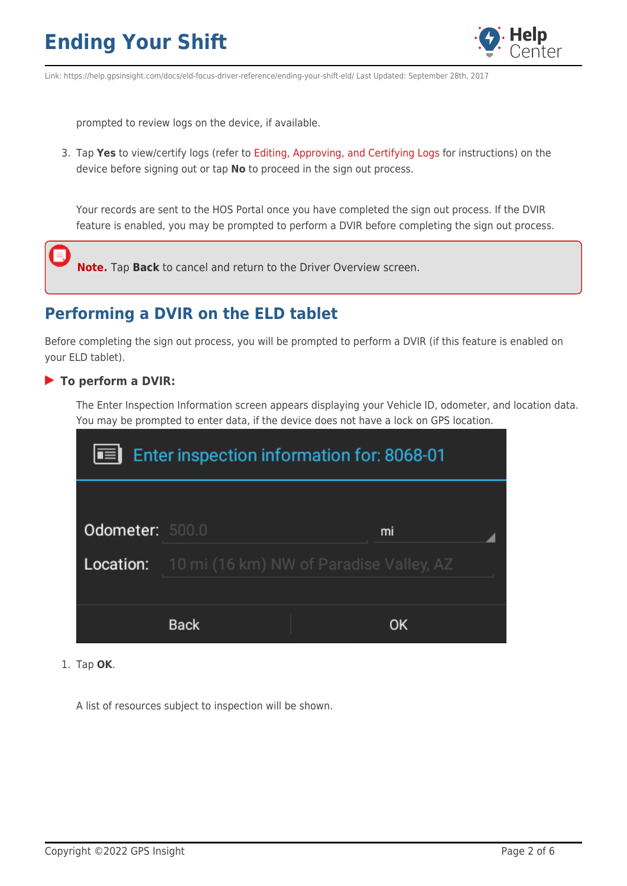prompted to review logs on the device, if available.

3. Tap **Yes** to view/certify logs (refer to Editing, Approving, and Certifying Logs for instructions) on the device before signing out or tap **No** to proceed in the sign out process.

   Your records are sent to the HOS Portal once you have completed the sign out process. If the DVIR feature is enabled, you may be prompted to perform a DVIR before completing the sign out process.

> **Note.** Tap **Back** to cancel and return to the Driver Overview screen.

## Performing a DVIR on the ELD tablet

Before completing the sign out process, you will be prompted to perform a DVIR (if this feature is enabled on your ELD tablet).

### To perform a DVIR:

The Enter Inspection Information screen appears displaying your Vehicle ID, odometer, and location data. You may be prompted to enter data, if the device does not have a lock on GPS location.

Enter inspection information for: 8068-01

Odometer: 500.0 mi

Location: 10 mi (16 km) NW of Paradise Valley, AZ

Back | OK

1. Tap **OK**.

   A list of resources subject to inspection will be shown.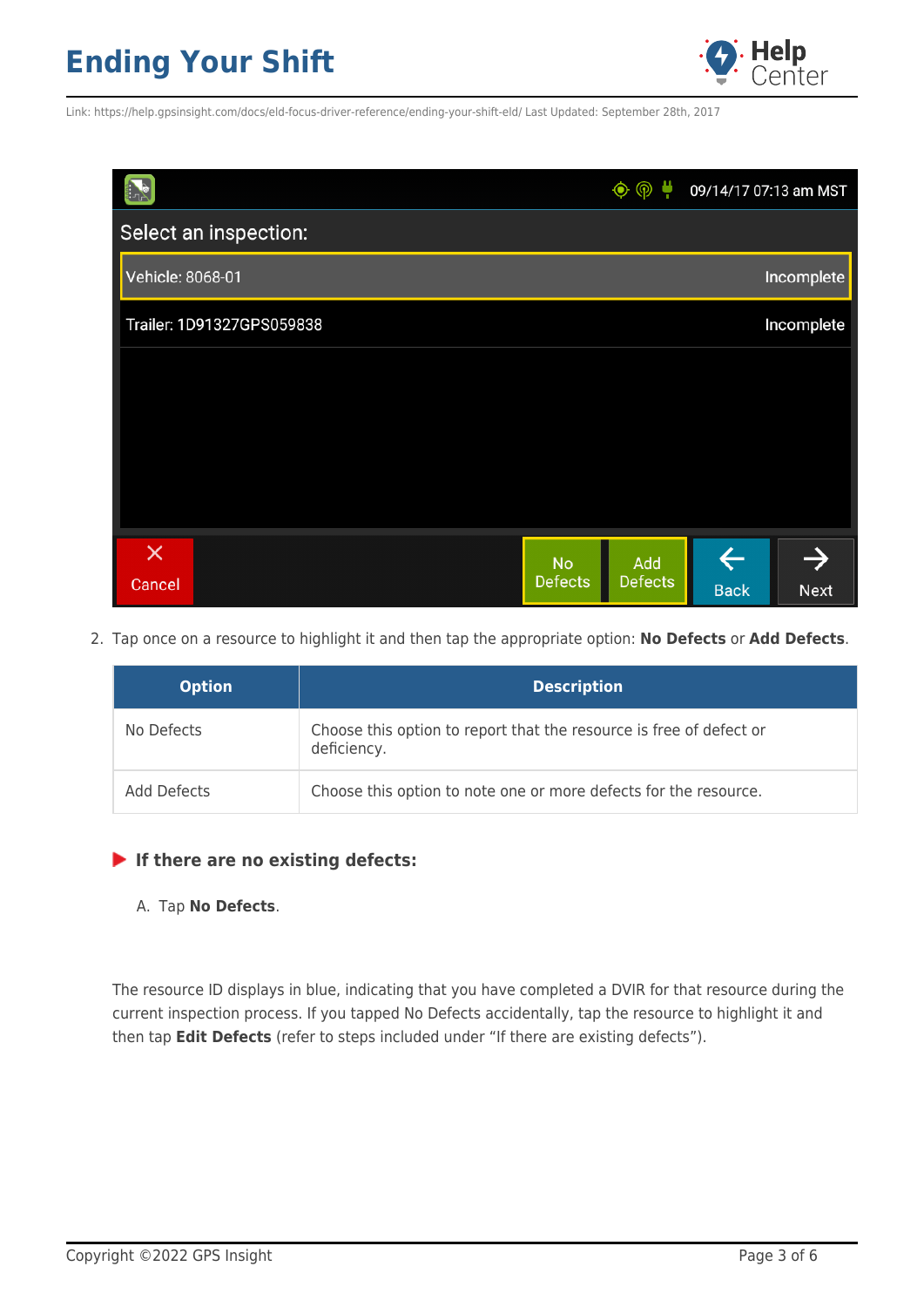2. Tap once on a resource to highlight it and then tap the appropriate option: **No Defects** or **Add Defects**.

| Option | Description |
| --- | --- |
| No Defects | Choose this option to report that the resource is free of defect or deficiency. |
| Add Defects | Choose this option to note one or more defects for the resource. |

**If there are no existing defects:**

A. Tap **No Defects**.

The resource ID displays in blue, indicating that you have completed a DVIR for that resource during the current inspection process. If you tapped No Defects accidentally, tap the resource to highlight it and then tap **Edit Defects** (refer to steps included under “If there are existing defects”).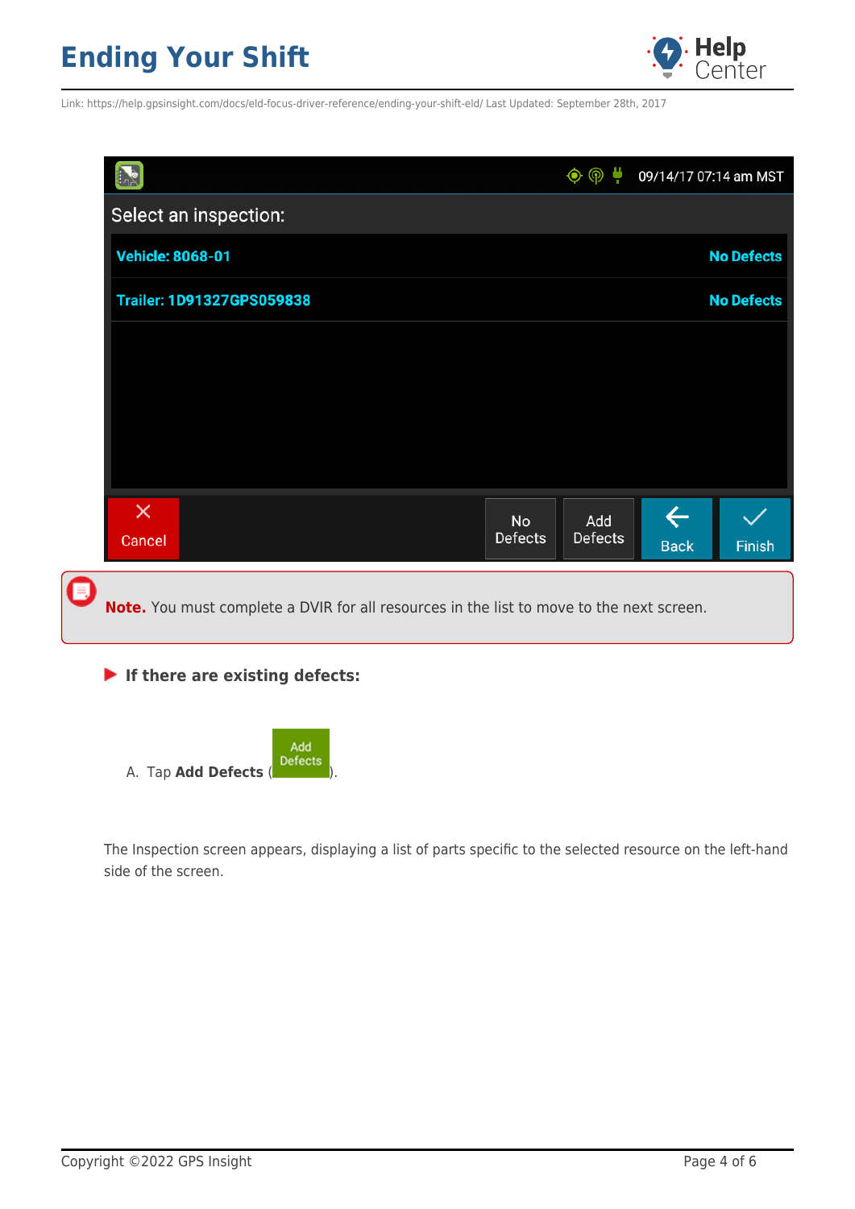**Note.** You must complete a DVIR for all resources in the list to move to the next screen.

**If there are existing defects:**

A. Tap **Add Defects** (Add Defects).

The Inspection screen appears, displaying a list of parts specific to the selected resource on the left-hand side of the screen.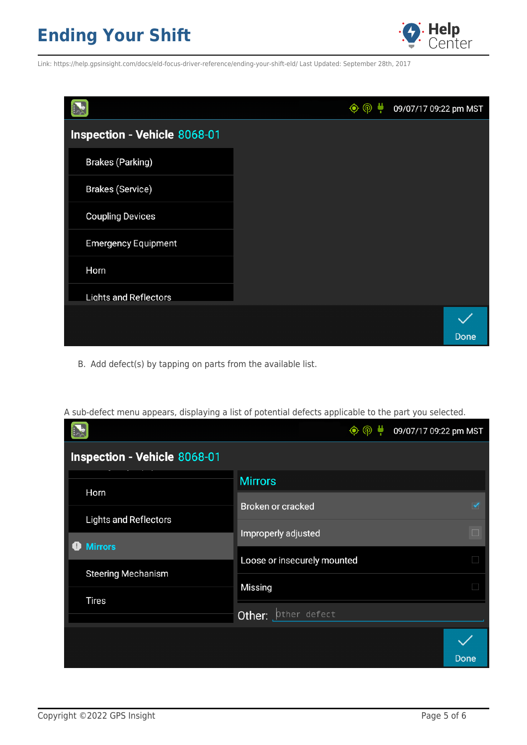B. Add defect(s) by tapping on parts from the available list.

A sub-defect menu appears, displaying a list of potential defects applicable to the part you selected.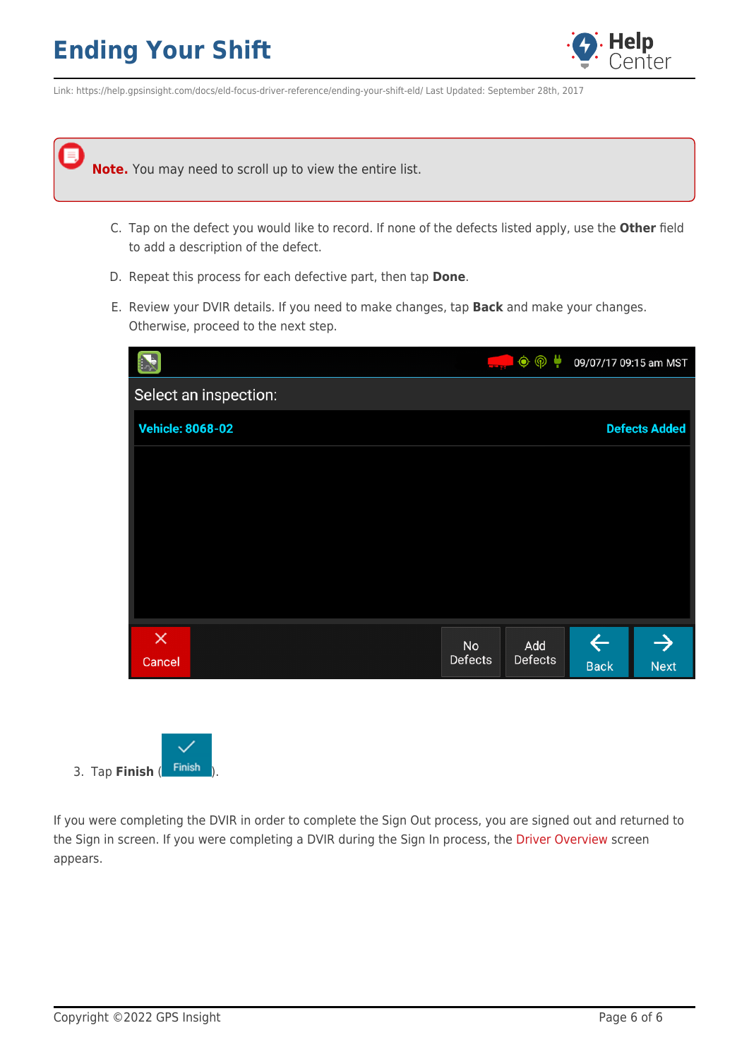> **Note.** You may need to scroll up to view the entire list.

C. Tap on the defect you would like to record. If none of the defects listed apply, use the **Other** field to add a description of the defect.

D. Repeat this process for each defective part, then tap **Done**.

E. Review your DVIR details. If you need to make changes, tap **Back** and make your changes. Otherwise, proceed to the next step.

3. Tap **Finish** ( ).

If you were completing the DVIR in order to complete the Sign Out process, you are signed out and returned to the Sign in screen. If you were completing a DVIR during the Sign In process, the Driver Overview screen appears.